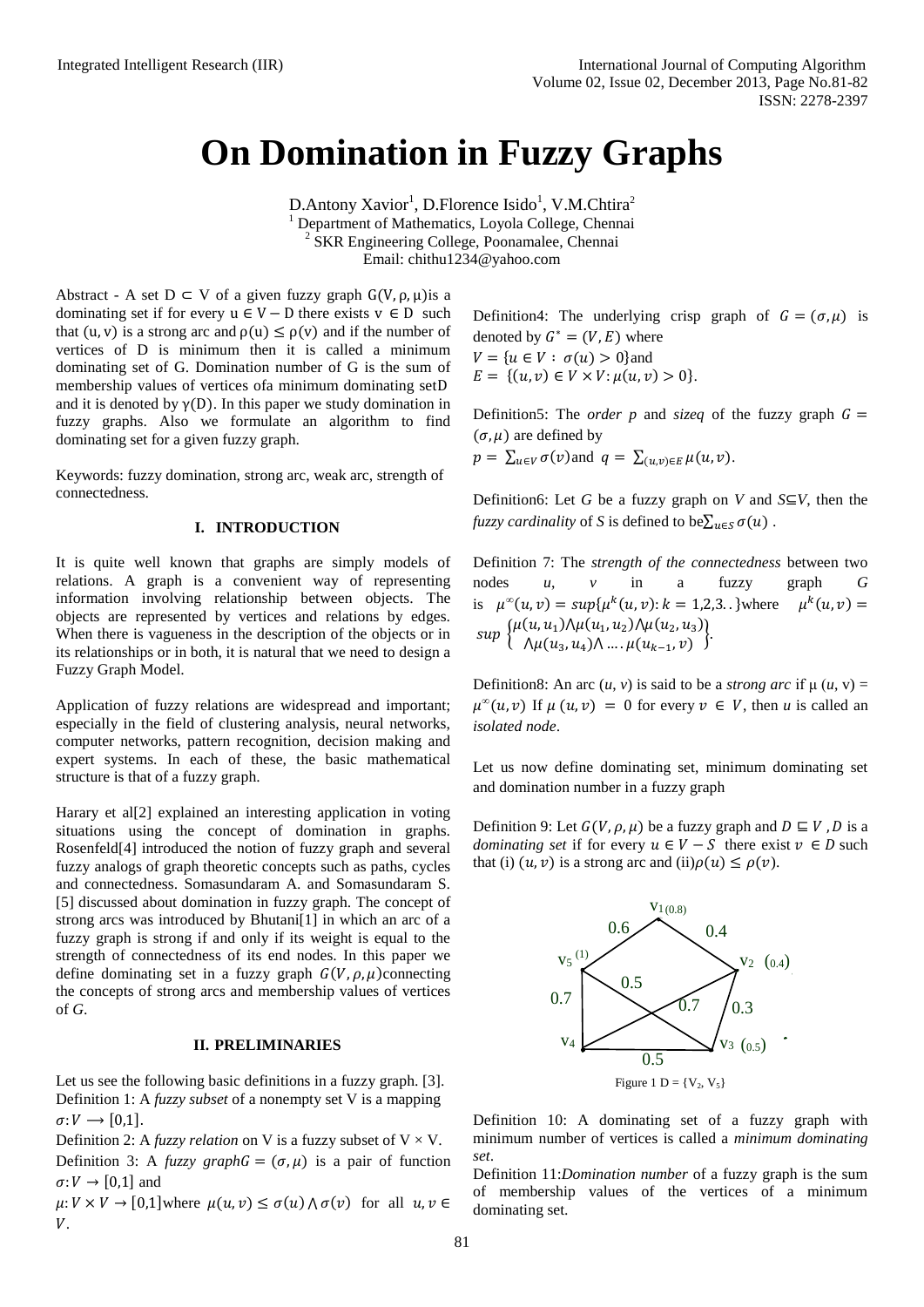# On Domination in Fuzzy Graphs

D.Antony Xavior[1], D.Florence Isido[1], V.M.Chtira[2]

[1] Department of Mathematics, Loyola College, Chennai

[2] SKR Engineering College, Poonamalee, Chennai

Email: chithu1234@yahoo.com

Abstract - A set $D \subset V$ of a given fuzzy graph $G(V, \rho, \mu)$is a dominating set if for every $u \in V - D$ there exists $v \in D$ such that $(u, v)$ is a strong arc and $\rho(u) \leq \rho(v)$ and if the number of vertices of D is minimum then it is called a minimum dominating set of G. Domination number of G is the sum of membership values of vertices ofa minimum dominating setD and it is denoted by $\gamma(D)$. In this paper we study domination in fuzzy graphs. Also we formulate an algorithm to find dominating set for a given fuzzy graph.

Keywords: fuzzy domination, strong arc, weak arc, strength of connectedness.

## I. INTRODUCTION

It is quite well known that graphs are simply models of relations. A graph is a convenient way of representing information involving relationship between objects. The objects are represented by vertices and relations by edges. When there is vagueness in the description of the objects or in its relationships or in both, it is natural that we need to design a Fuzzy Graph Model.

Application of fuzzy relations are widespread and important; especially in the field of clustering analysis, neural networks, computer networks, pattern recognition, decision making and expert systems. In each of these, the basic mathematical structure is that of a fuzzy graph.

Harary et al[2] explained an interesting application in voting situations using the concept of domination in graphs. Rosenfeld[4] introduced the notion of fuzzy graph and several fuzzy analogs of graph theoretic concepts such as paths, cycles and connectedness. Somasundaram A. and Somasundaram S.[5] discussed about domination in fuzzy graph. The concept of strong arcs was introduced by Bhutani[1] in which an arc of a fuzzy graph is strong if and only if its weight is equal to the strength of connectedness of its end nodes. In this paper we define dominating set in a fuzzy graph $G(V, \rho, \mu)$connecting the concepts of strong arcs and membership values of vertices of $G$.

## II. PRELIMINARIES

Let us see the following basic definitions in a fuzzy graph. [3].

Definition 1: A *fuzzy subset* of a nonempty set V is a mapping $\sigma: V \longrightarrow [0,1]$.

Definition 2: A *fuzzy relation* on V is a fuzzy subset of V × V.

Definition 3: A *fuzzy graph*$G = (\sigma, \mu)$ is a pair of function $\sigma: V \to [0,1]$ and $\mu: V \times V \to [0,1]$where $\mu(u, v) \leq \sigma(u) \wedge \sigma(v)$ for all $u, v \in V$.

Definition4: The underlying crisp graph of $G = (\sigma, \mu)$ is denoted by $G^* = (V, E)$ where $V = \{u \in V : \sigma(u) > 0\}$and $E = \{(u, v) \in V \times V : \mu(u, v) > 0\}$.

Definition5: The *order p* and *sizeq* of the fuzzy graph $G = (\sigma, \mu)$ are defined by $p = \sum_{u \in V} \sigma(v)$and $q = \sum_{(u,v) \in E} \mu(u, v)$.

Definition6: Let *G* be a fuzzy graph on *V* and *S*⊆*V*, then the *fuzzy cardinality* of *S* is defined to be$\sum_{u \in S} \sigma(u)$ .

Definition 7: The *strength of the connectedness* between two nodes *u*, *v* in a fuzzy graph *G* is $\mu^{\infty}(u, v) = sup\{\mu^k(u, v) : k = 1,2,3..\}$where $\mu^k(u, v) = sup \left\{ \begin{matrix} \mu(u, u_1) \wedge \mu(u_1, u_2) \wedge \mu(u_2, u_3) \\ \wedge \mu(u_3, u_4) \wedge \dots \mu(u_{k-1}, v) \end{matrix} \right\}$.

Definition8: An arc $(u, v)$ is said to be a *strong arc* if $\mu(u, v) = \mu^{\infty}(u, v)$ If $\mu(u, v) = 0$ for every $v \in V$, then *u* is called an *isolated node*.

Let us now define dominating set, minimum dominating set and domination number in a fuzzy graph

Definition 9: Let $G(V, \rho, \mu)$ be a fuzzy graph and $D \subseteq V$ ,$D$ is a *dominating set* if for every $u \in V - S$ there exist $v \in D$ such that (i) $(u, v)$ is a strong arc and (ii)$\rho(u) \leq \rho(v)$.

Figure 1 D = {V2, V5}

Definition 10: A dominating set of a fuzzy graph with minimum number of vertices is called a *minimum dominating set*.

Definition 11:*Domination number* of a fuzzy graph is the sum of membership values of the vertices of a minimum dominating set.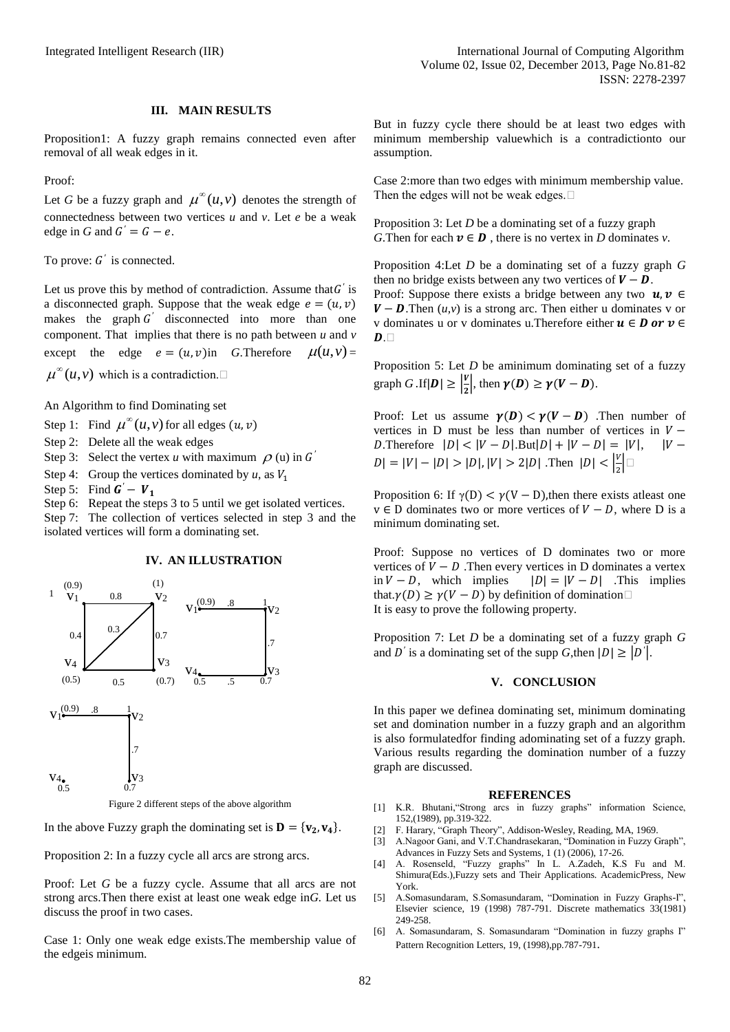## III. MAIN RESULTS

Proposition1: A fuzzy graph remains connected even after removal of all weak edges in it.

Proof:

Let *G* be a fuzzy graph and $\mu^{\infty}(u,v)$ denotes the strength of connectedness between two vertices *u* and *v*. Let *e* be a weak edge in *G* and $G' = G - e$.

To prove: $G'$ is connected.

Let us prove this by method of contradiction. Assume that$G'$ is a disconnected graph. Suppose that the weak edge $e = (u, v)$ makes the graph $G'$ disconnected into more than one component. That implies that there is no path between *u* and *v* except the edge $e = (u, v)$in *G*.Therefore $\mu(u,v) = \mu^{\infty}(u,v)$ which is a contradiction.□

An Algorithm to find Dominating set

Step 1: Find $\mu^{\infty}(u,v)$ for all edges $(u, v)$

Step 2: Delete all the weak edges

Step 3: Select the vertex *u* with maximum $\rho$ (u) in $G'$

Step 4: Group the vertices dominated by *u*, as $V_1$

Step 5: Find $G' - V_1$

Step 6: Repeat the steps 3 to 5 until we get isolated vertices.

Step 7: The collection of vertices selected in step 3 and the isolated vertices will form a dominating set.

## IV. AN ILLUSTRATION

1 (0.9) V1 0.8 (1) V2
0.4 0.3 0.7
V4 (0.5) 0.5 V3 (0.7)

V1 (0.9) .8 1 V2
.7
V4 0.5 .5 V3 0.7

V1 (0.9) .8 1 V2
.7
V4 0.5 V3 0.7

Figure 2 different steps of the above algorithm

In the above Fuzzy graph the dominating set is $\mathbf{D} = \{\mathbf{v_2}, \mathbf{v_4}\}$.

Proposition 2: In a fuzzy cycle all arcs are strong arcs.

Proof: Let *G* be a fuzzy cycle. Assume that all arcs are not strong arcs.Then there exist at least one weak edge in*G.* Let us discuss the proof in two cases.

Case 1: Only one weak edge exists.The membership value of the edgeis minimum.

But in fuzzy cycle there should be at least two edges with minimum membership valuewhich is a contradictionto our assumption.

Case 2:more than two edges with minimum membership value. Then the edges will not be weak edges.□

Proposition 3: Let *D* be a dominating set of a fuzzy graph *G*.Then for each $\boldsymbol{v} \in \boldsymbol{D}$ , there is no vertex in *D* dominates *v*.

Proposition 4:Let *D* be a dominating set of a fuzzy graph *G* then no bridge exists between any two vertices of $\boldsymbol{V} - \boldsymbol{D}$.

Proof: Suppose there exists a bridge between any two $\boldsymbol{u}, \boldsymbol{v} \in \boldsymbol{V} - \boldsymbol{D}$.Then (*u*,*v*) is a strong arc. Then either u dominates v or v dominates u or v dominates u.Therefore either $\boldsymbol{u} \in \boldsymbol{D}$ ***or*** $\boldsymbol{v} \in \boldsymbol{D}$.□

Proposition 5: Let *D* be aminimum dominating set of a fuzzy graph *G* .If$|\boldsymbol{D}| \geq \left|\frac{V}{2}\right|$, then $\boldsymbol{\gamma}(\boldsymbol{D}) \geq \boldsymbol{\gamma}(\boldsymbol{V} - \boldsymbol{D})$.

Proof: Let us assume $\boldsymbol{\gamma}(\boldsymbol{D}) < \boldsymbol{\gamma}(\boldsymbol{V} - \boldsymbol{D})$ .Then number of vertices in D must be less than number of vertices in $V - D$.Therefore $|D| < |V - D|$.But$|D| + |V - D| = |V|$, $|V - D| = |V| - |D| > |D|, |V| > 2|D|$ .Then $|D| < \left|\frac{V}{2}\right|$□

Proposition 6: If $\gamma(D) < \gamma(V - D)$,then there exists atleast one $v \in D$ dominates two or more vertices of $V - D$, where D is a minimum dominating set.

Proof: Suppose no vertices of D dominates two or more vertices of $V - D$ .Then every vertices in D dominates a vertex in$V - D$, which implies $|D| = |V - D|$ .This implies that.$\gamma(D) \geq \gamma(V - D)$ by definition of domination□

It is easy to prove the following property.

Proposition 7: Let *D* be a dominating set of a fuzzy graph *G* and $D'$ is a dominating set of the supp *G*,then $|D| \geq |D'|$.

## V. CONCLUSION

In this paper we definea dominating set, minimum dominating set and domination number in a fuzzy graph and an algorithm is also formulatedfor finding adominating set of a fuzzy graph. Various results regarding the domination number of a fuzzy graph are discussed.

## REFERENCES

[1] K.R. Bhutani,"Strong arcs in fuzzy graphs" information Science, 152,(1989), pp.319-322.

[2] F. Harary, "Graph Theory", Addison-Wesley, Reading, MA, 1969.

[3] A.Nagoor Gani, and V.T.Chandrasekaran, "Domination in Fuzzy Graph", Advances in Fuzzy Sets and Systems, 1 (1) (2006), 17-26.

[4] A. Rosenseld, "Fuzzy graphs" In L. A.Zadeh, K.S Fu and M. Shimura(Eds.),Fuzzy sets and Their Applications. AcademicPress, New York.

[5] A.Somasundaram, S.Somasundaram, "Domination in Fuzzy Graphs-I", Elsevier science, 19 (1998) 787-791. Discrete mathematics 33(1981) 249-258.

[6] A. Somasundaram, S. Somasundaram "Domination in fuzzy graphs I" Pattern Recognition Letters, 19, (1998),pp.787-791.